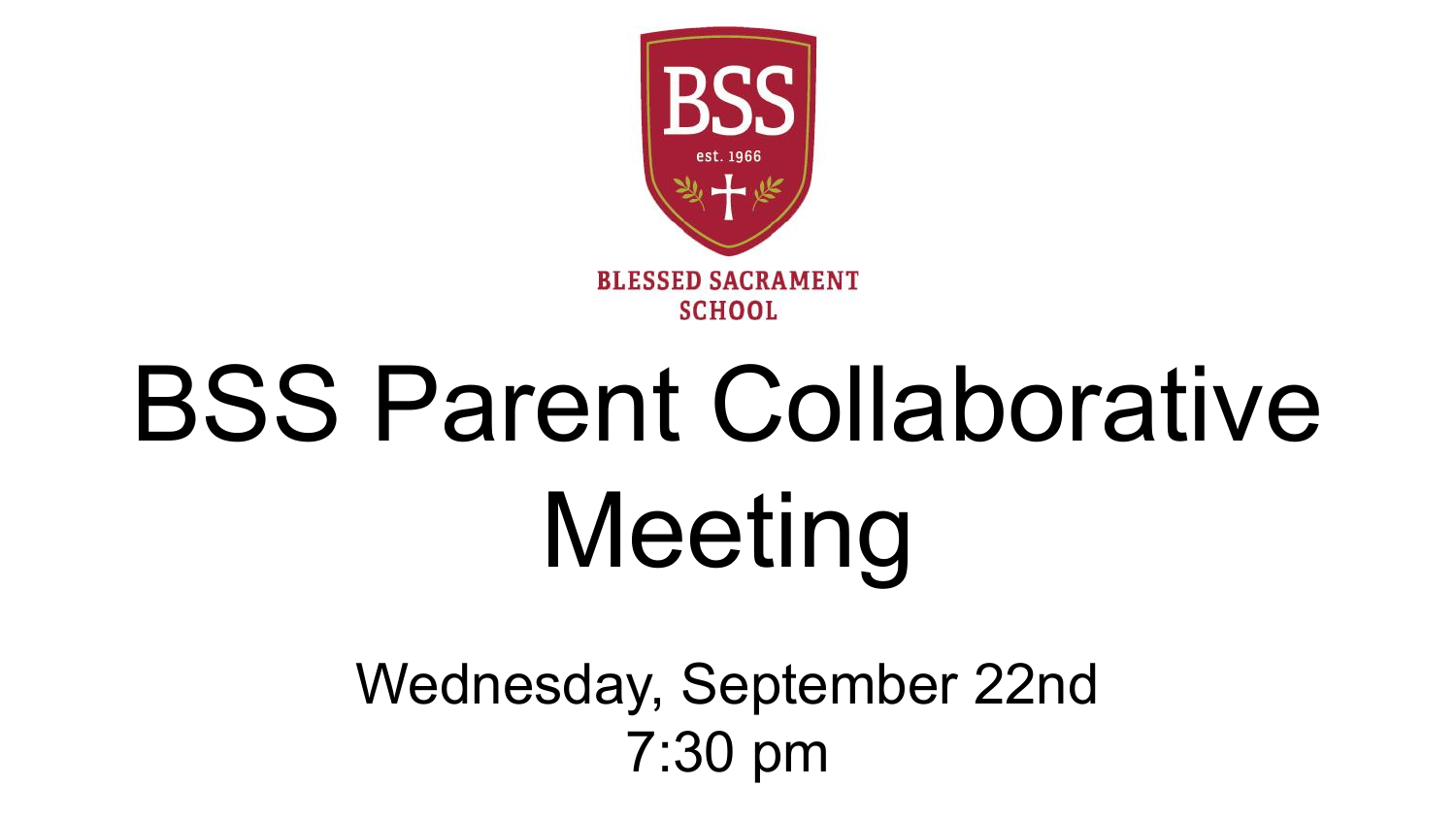BSS

est. 1966

BLESSED SACRAMENT SCHOOL

# BSS Parent Collaborative Meeting

Wednesday, September 22nd
7:30 pm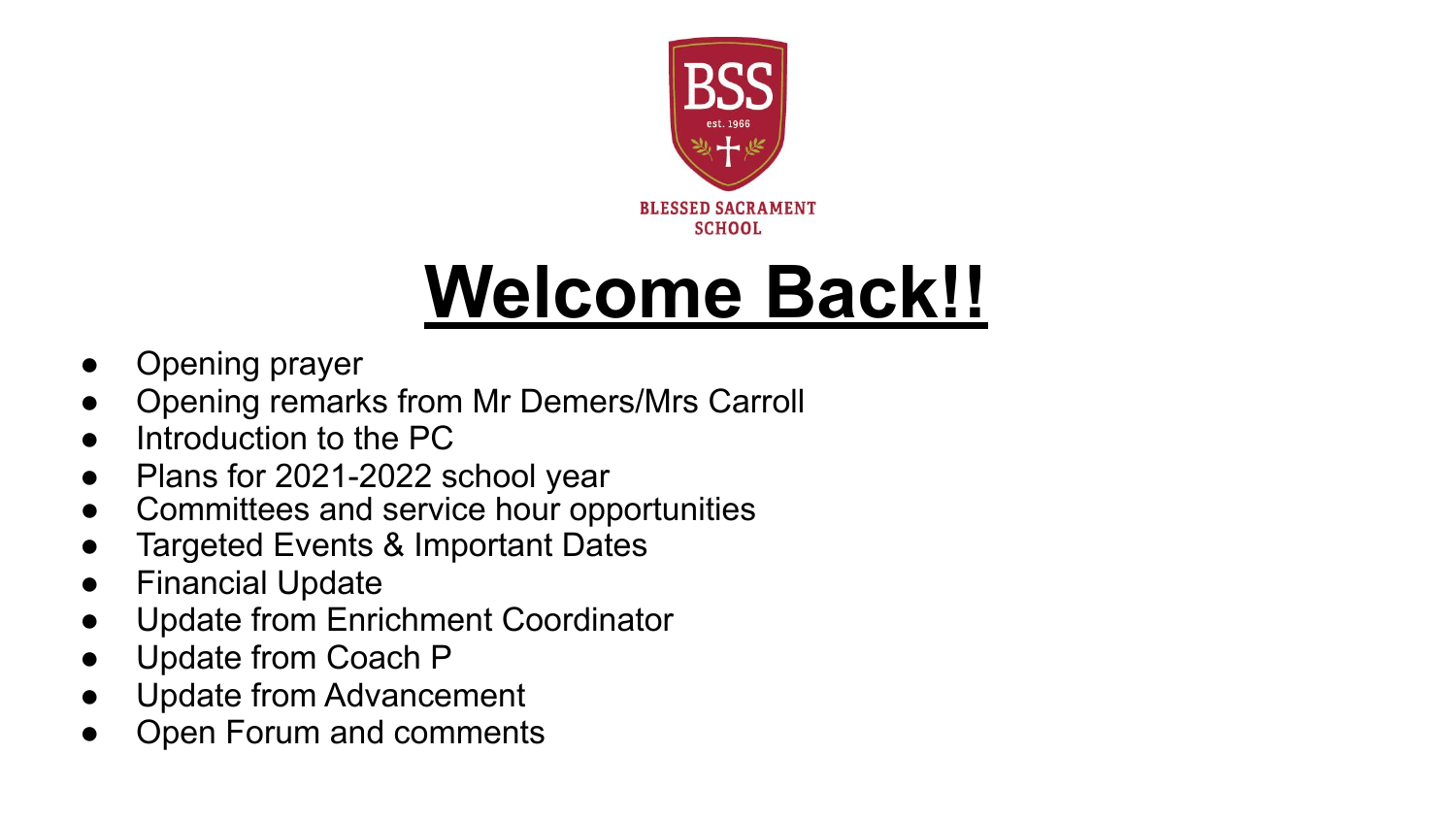BSS

est. 1966

BLESSED SACRAMENT SCHOOL

# Welcome Back!!

- Opening prayer
- Opening remarks from Mr Demers/Mrs Carroll
- Introduction to the PC
- Plans for 2021-2022 school year
- Committees and service hour opportunities
- Targeted Events & Important Dates
- Financial Update
- Update from Enrichment Coordinator
- Update from Coach P
- Update from Advancement
- Open Forum and comments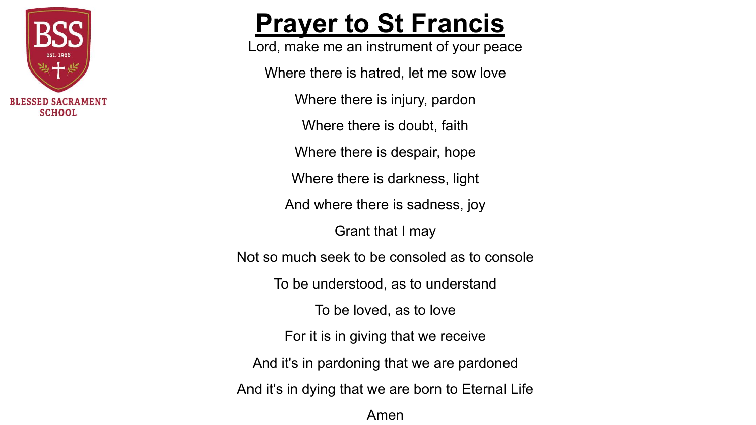# Prayer to St Francis

BLESSED SACRAMENT SCHOOL

Lord, make me an instrument of your peace

Where there is hatred, let me sow love

Where there is injury, pardon

Where there is doubt, faith

Where there is despair, hope

Where there is darkness, light

And where there is sadness, joy

Grant that I may

Not so much seek to be consoled as to console

To be understood, as to understand

To be loved, as to love

For it is in giving that we receive

And it's in pardoning that we are pardoned

And it's in dying that we are born to Eternal Life

Amen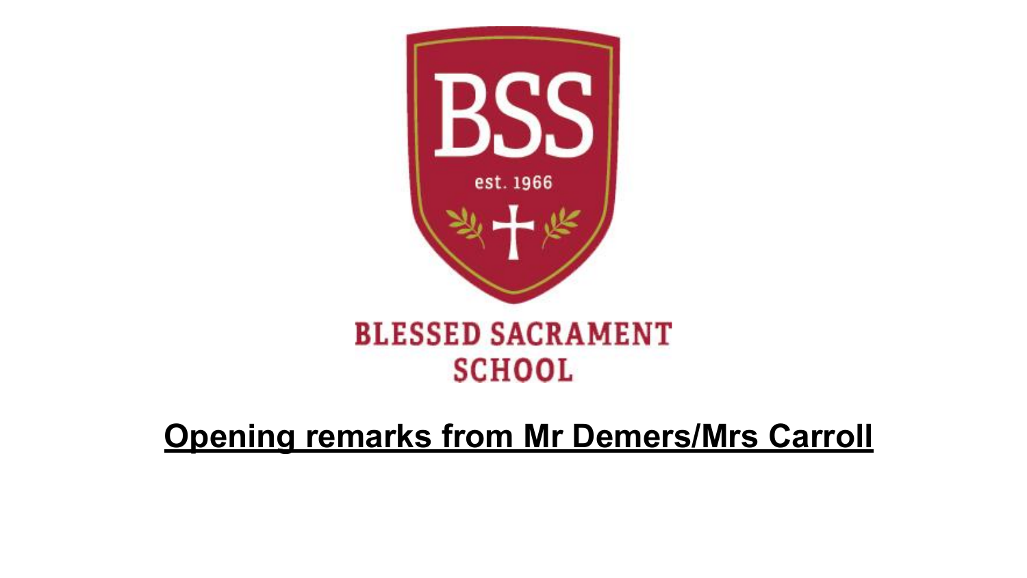BSS

est. 1966

BLESSED SACRAMENT SCHOOL

**Opening remarks from Mr Demers/Mrs Carroll**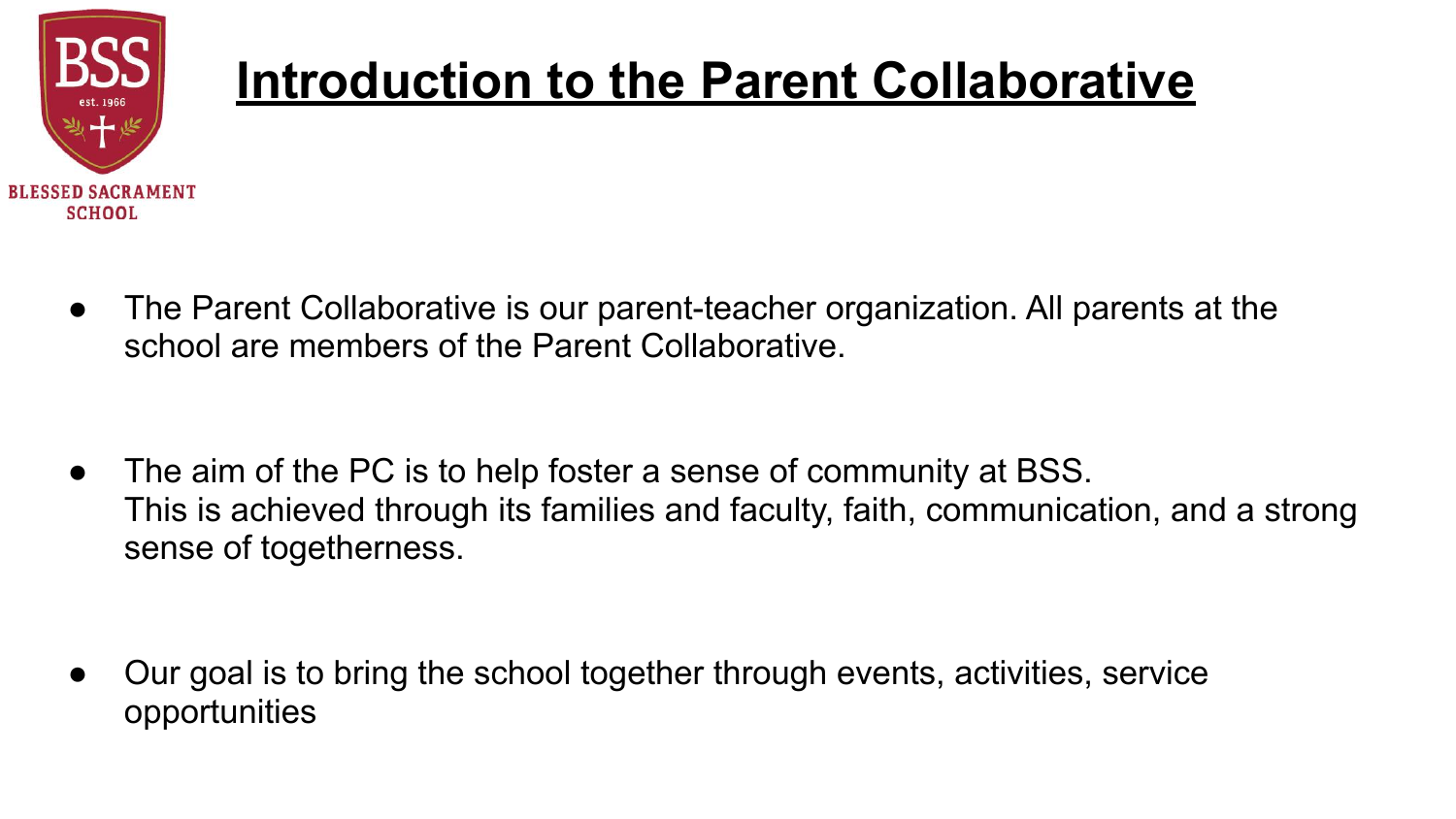# Introduction to the Parent Collaborative

- The Parent Collaborative is our parent-teacher organization. All parents at the school are members of the Parent Collaborative.

- The aim of the PC is to help foster a sense of community at BSS. This is achieved through its families and faculty, faith, communication, and a strong sense of togetherness.

- Our goal is to bring the school together through events, activities, service opportunities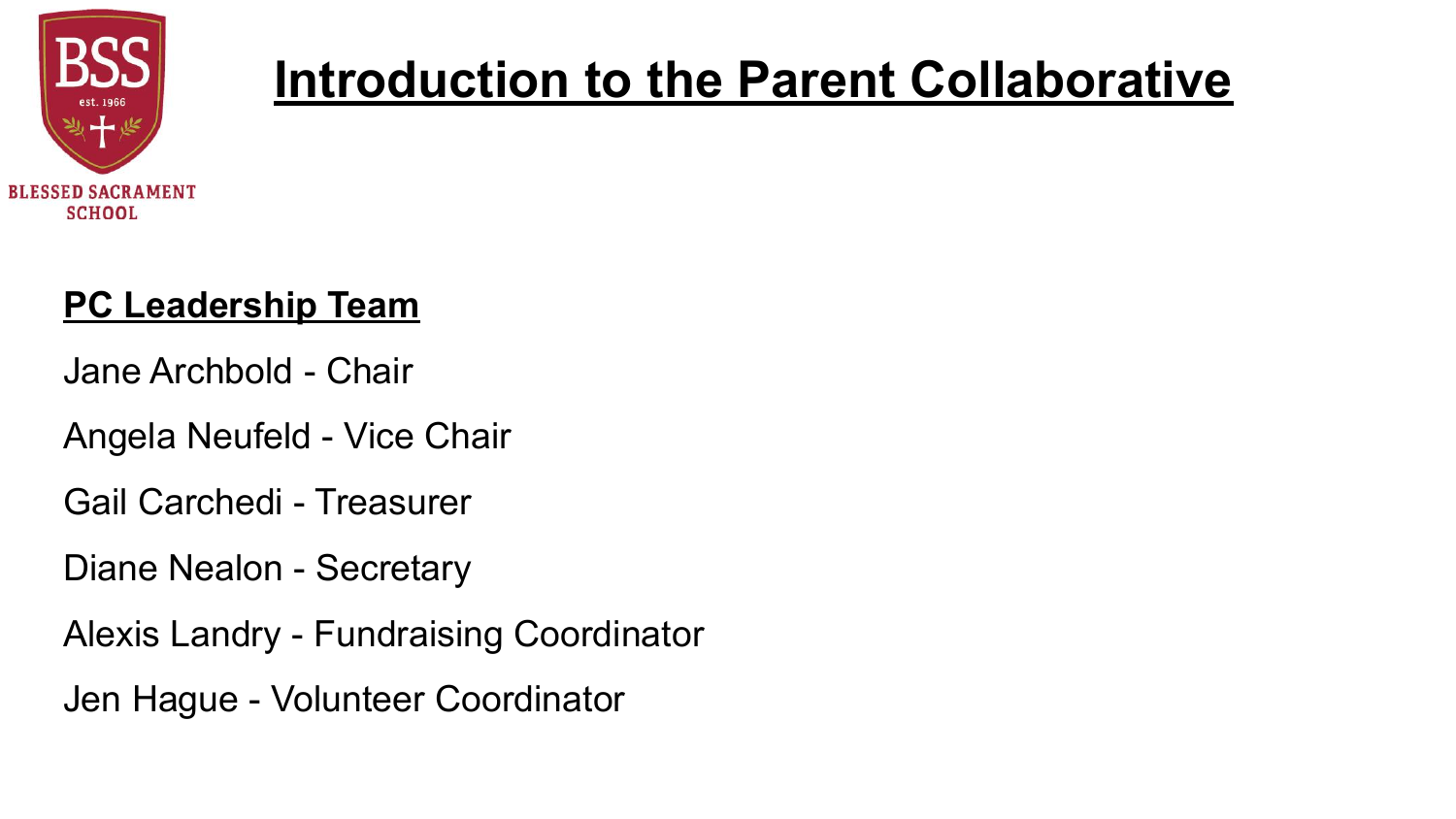BLESSED SACRAMENT SCHOOL

# Introduction to the Parent Collaborative

## PC Leadership Team

Jane Archbold - Chair

Angela Neufeld - Vice Chair

Gail Carchedi - Treasurer

Diane Nealon - Secretary

Alexis Landry - Fundraising Coordinator

Jen Hague - Volunteer Coordinator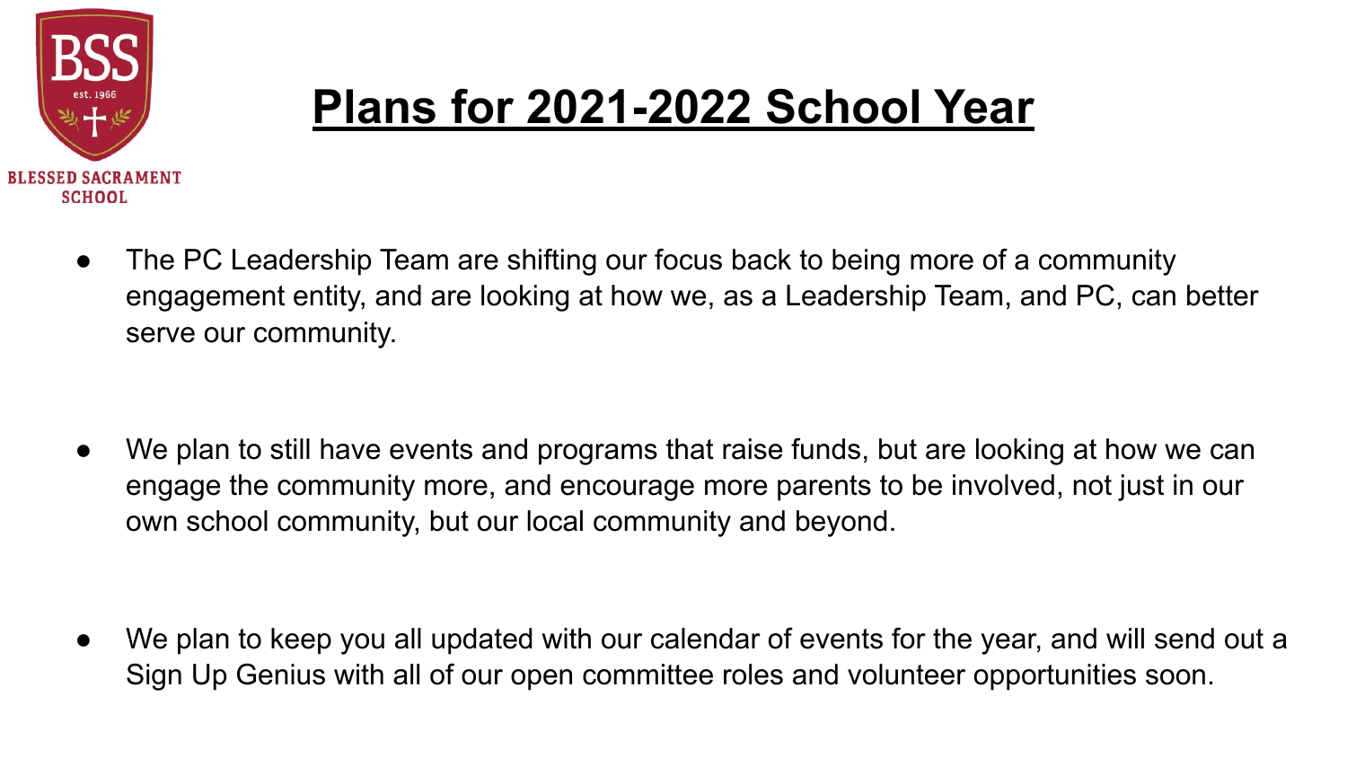BSS
est. 1966

BLESSED SACRAMENT SCHOOL

# Plans for 2021-2022 School Year

- The PC Leadership Team are shifting our focus back to being more of a community engagement entity, and are looking at how we, as a Leadership Team, and PC, can better serve our community.

- We plan to still have events and programs that raise funds, but are looking at how we can engage the community more, and encourage more parents to be involved, not just in our own school community, but our local community and beyond.

- We plan to keep you all updated with our calendar of events for the year, and will send out a Sign Up Genius with all of our open committee roles and volunteer opportunities soon.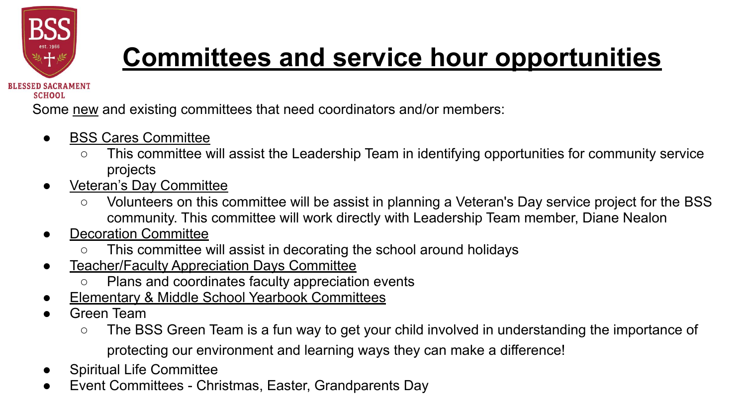# Committees and service hour opportunities

Some new and existing committees that need coordinators and/or members:

- BSS Cares Committee
  - This committee will assist the Leadership Team in identifying opportunities for community service projects
- Veteran's Day Committee
  - Volunteers on this committee will be assist in planning a Veteran's Day service project for the BSS community. This committee will work directly with Leadership Team member, Diane Nealon
- Decoration Committee
  - This committee will assist in decorating the school around holidays
- Teacher/Faculty Appreciation Days Committee
  - Plans and coordinates faculty appreciation events
- Elementary & Middle School Yearbook Committees
- Green Team
  - The BSS Green Team is a fun way to get your child involved in understanding the importance of protecting our environment and learning ways they can make a difference!
- Spiritual Life Committee
- Event Committees - Christmas, Easter, Grandparents Day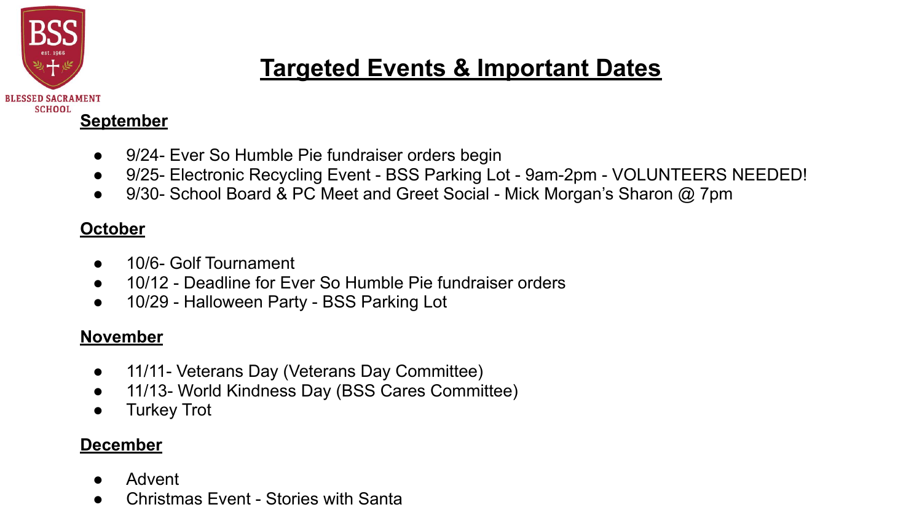# Targeted Events & Important Dates

BLESSED SACRAMENT SCHOOL

## September

- 9/24- Ever So Humble Pie fundraiser orders begin
- 9/25- Electronic Recycling Event - BSS Parking Lot - 9am-2pm - VOLUNTEERS NEEDED!
- 9/30- School Board & PC Meet and Greet Social - Mick Morgan's Sharon @ 7pm

## October

- 10/6- Golf Tournament
- 10/12 - Deadline for Ever So Humble Pie fundraiser orders
- 10/29 - Halloween Party - BSS Parking Lot

## November

- 11/11- Veterans Day (Veterans Day Committee)
- 11/13- World Kindness Day (BSS Cares Committee)
- Turkey Trot

## December

- Advent
- Christmas Event - Stories with Santa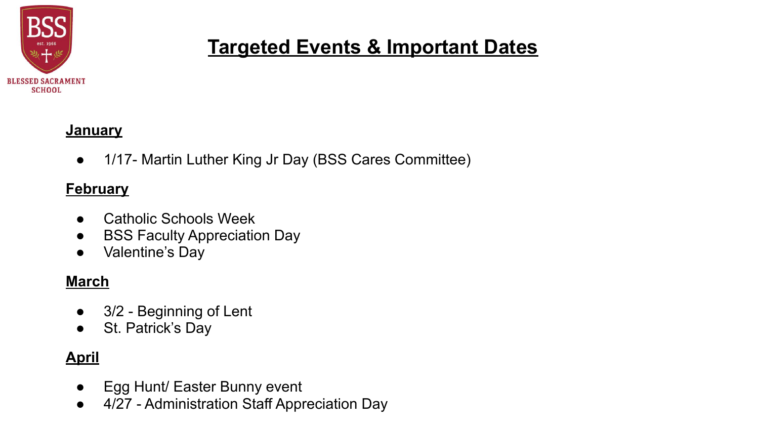# Targeted Events & Important Dates

## January

- 1/17- Martin Luther King Jr Day (BSS Cares Committee)

## February

- Catholic Schools Week
- BSS Faculty Appreciation Day
- Valentine's Day

## March

- 3/2 - Beginning of Lent
- St. Patrick's Day

## April

- Egg Hunt/ Easter Bunny event
- 4/27 - Administration Staff Appreciation Day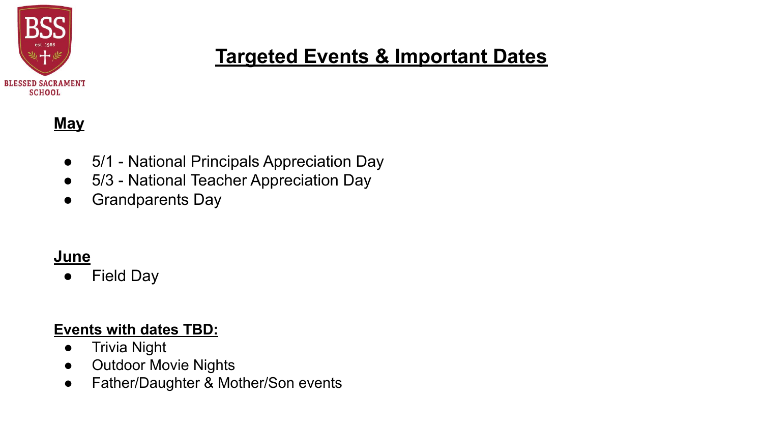# Targeted Events & Important Dates

## May

- 5/1 - National Principals Appreciation Day
- 5/3 - National Teacher Appreciation Day
- Grandparents Day

## June

- Field Day

## Events with dates TBD:

- Trivia Night
- Outdoor Movie Nights
- Father/Daughter & Mother/Son events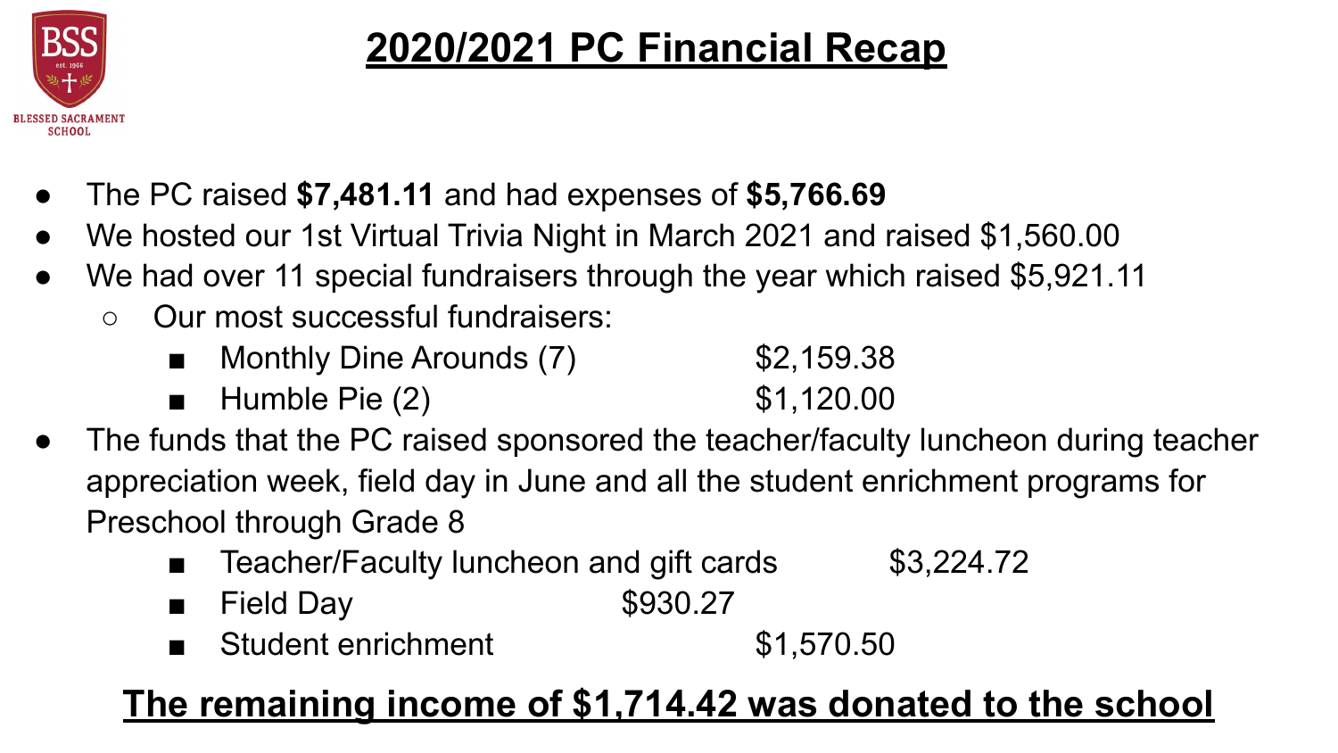# 2020/2021 PC Financial Recap

BSS est. 1966 BLESSED SACRAMENT SCHOOL

- The PC raised **$7,481.11** and had expenses of **$5,766.69**
- We hosted our 1st Virtual Trivia Night in March 2021 and raised $1,560.00
- We had over 11 special fundraisers through the year which raised $5,921.11
  - Our most successful fundraisers:
    - Monthly Dine Arounds (7) $2,159.38
    - Humble Pie (2) $1,120.00
- The funds that the PC raised sponsored the teacher/faculty luncheon during teacher appreciation week, field day in June and all the student enrichment programs for Preschool through Grade 8
    - Teacher/Faculty luncheon and gift cards $3,224.72
    - Field Day $930.27
    - Student enrichment $1,570.50

**The remaining income of $1,714.42 was donated to the school**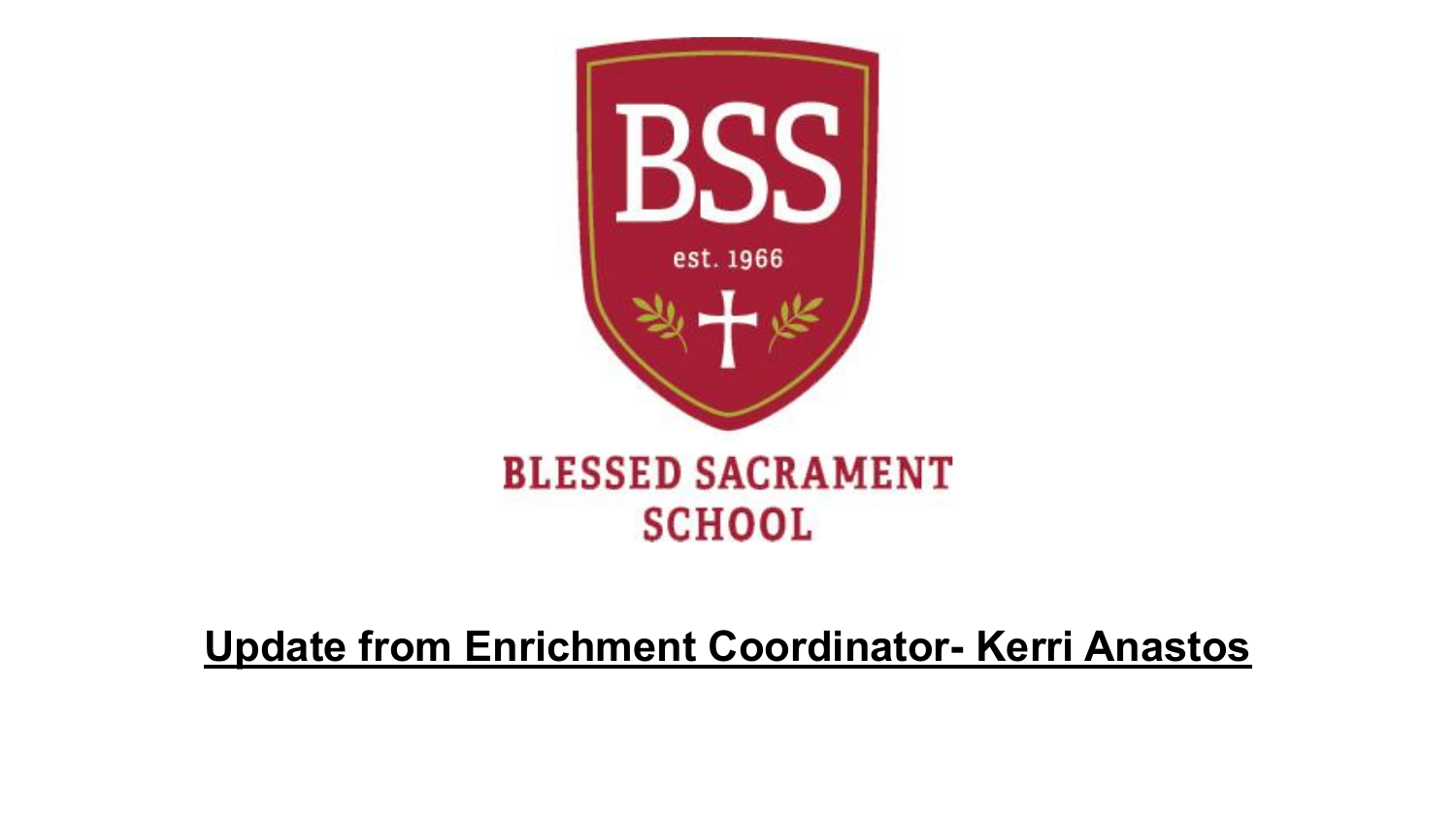BSS

est. 1966

BLESSED SACRAMENT SCHOOL

**Update from Enrichment Coordinator- Kerri Anastos**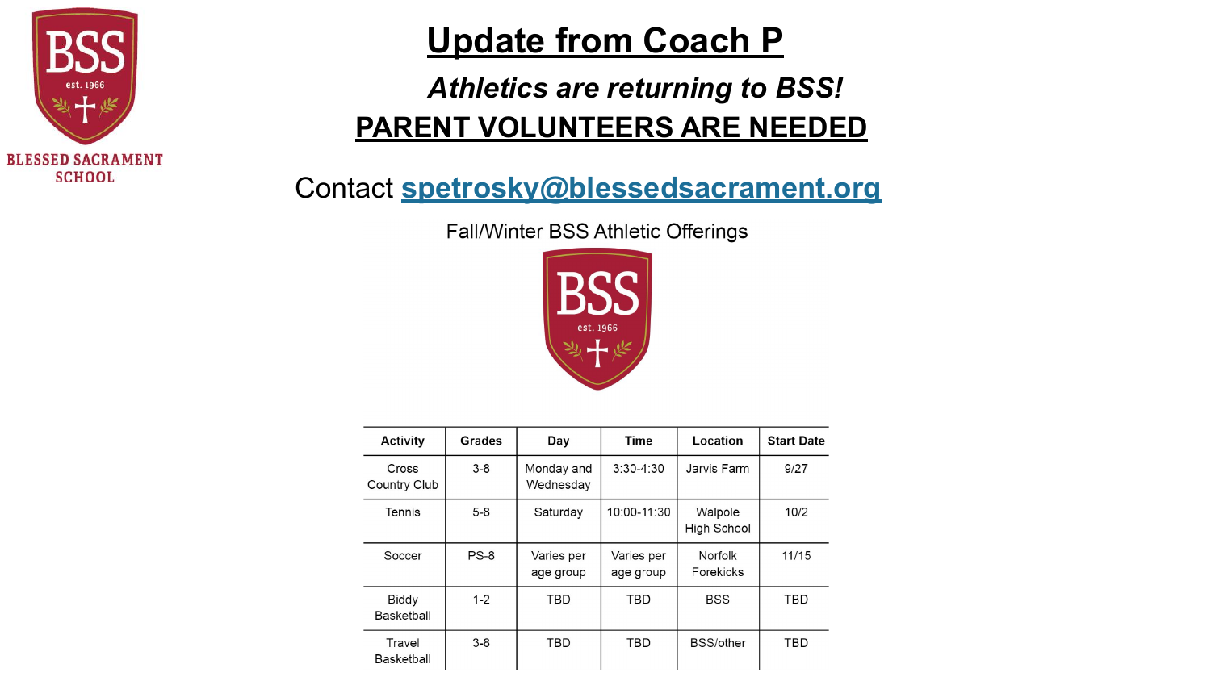# Update from Coach P

***Athletics are returning to BSS!***

**PARENT VOLUNTEERS ARE NEEDED**

Contact **spetrosky@blessedsacrament.org**

Fall/Winter BSS Athletic Offerings

| Activity | Grades | Day | Time | Location | Start Date |
|---|---|---|---|---|---|
| Cross Country Club | 3-8 | Monday and Wednesday | 3:30-4:30 | Jarvis Farm | 9/27 |
| Tennis | 5-8 | Saturday | 10:00-11:30 | Walpole High School | 10/2 |
| Soccer | PS-8 | Varies per age group | Varies per age group | Norfolk Forekicks | 11/15 |
| Biddy Basketball | 1-2 | TBD | TBD | BSS | TBD |
| Travel Basketball | 3-8 | TBD | TBD | BSS/other | TBD |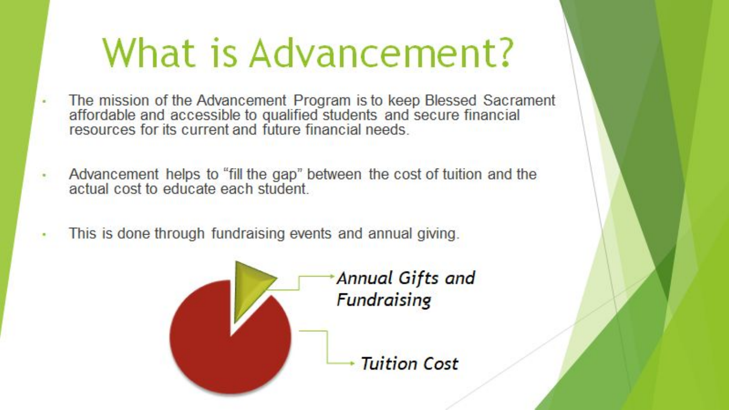# What is Advancement?

- The mission of the Advancement Program is to keep Blessed Sacrament affordable and accessible to qualified students and secure financial resources for its current and future financial needs.
- Advancement helps to "fill the gap" between the cost of tuition and the actual cost to educate each student.
- This is done through fundraising events and annual giving.

*Annual Gifts and Fundraising*

*Tuition Cost*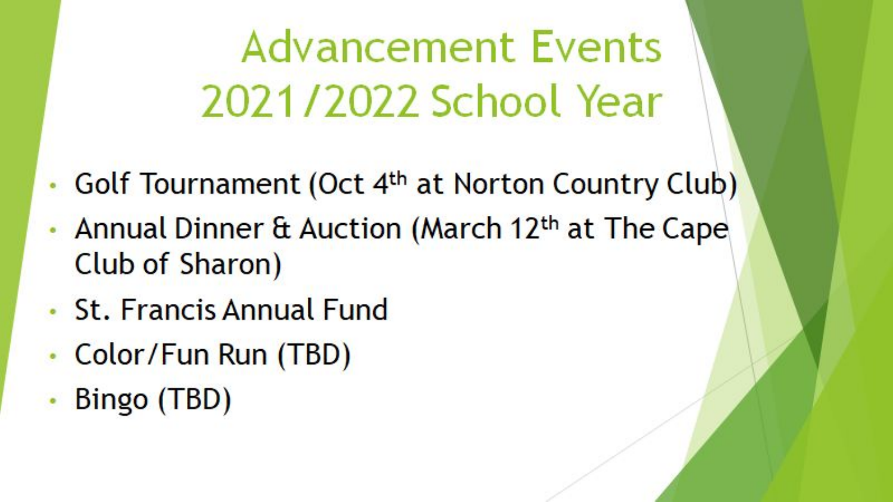# Advancement Events 2021/2022 School Year

- Golf Tournament (Oct 4th at Norton Country Club)
- Annual Dinner & Auction (March 12th at The Cape Club of Sharon)
- St. Francis Annual Fund
- Color/Fun Run (TBD)
- Bingo (TBD)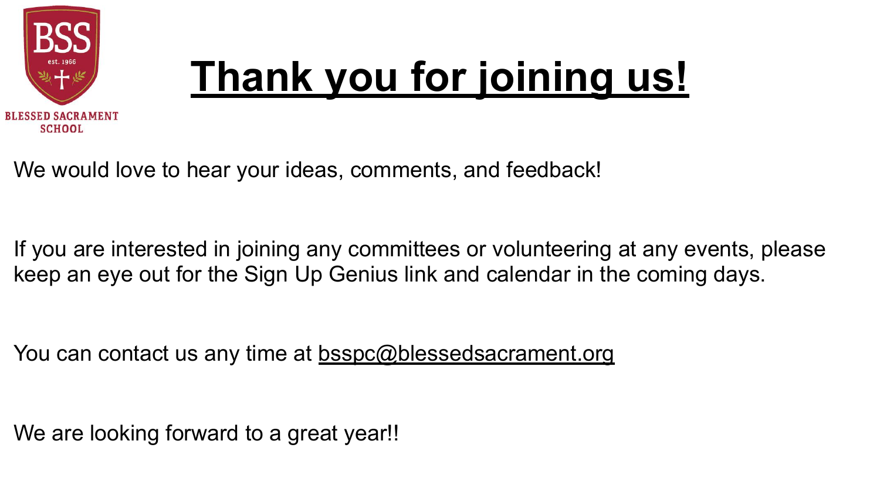BSS

est. 1966

BLESSED SACRAMENT SCHOOL

# Thank you for joining us!

We would love to hear your ideas, comments, and feedback!

If you are interested in joining any committees or volunteering at any events, please keep an eye out for the Sign Up Genius link and calendar in the coming days.

You can contact us any time at bsspc@blessedsacrament.org

We are looking forward to a great year!!